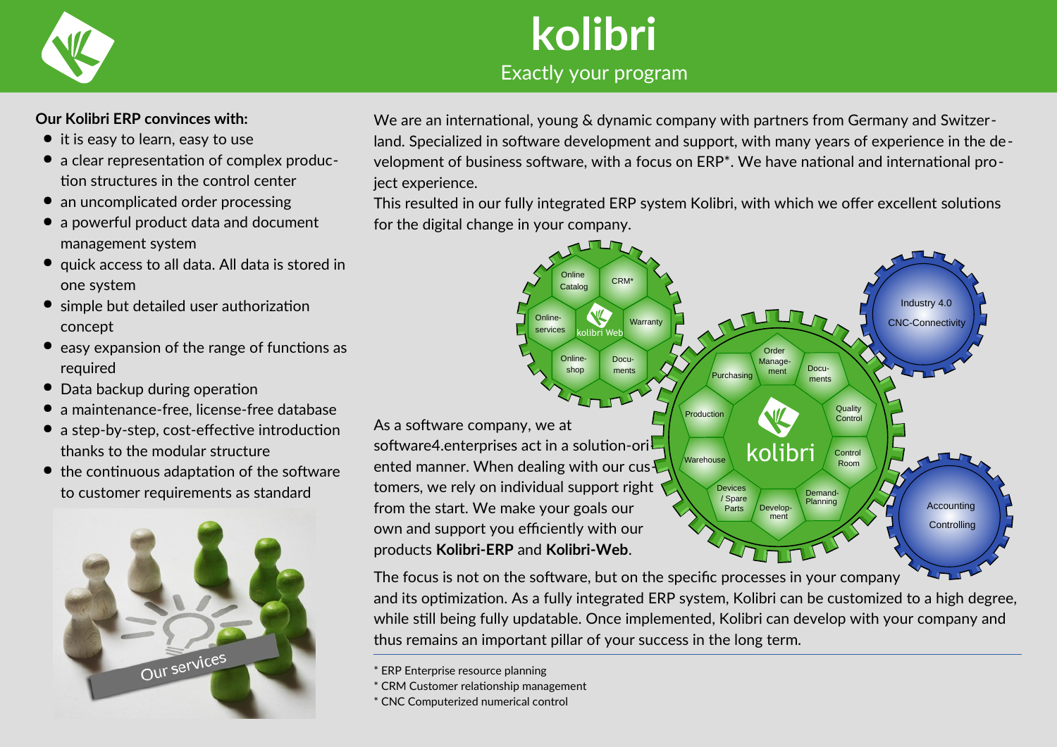# kolibri

Exactly your program

**Our Kolibri ERP convinces with:**

- it is easy to learn, easy to use
- a clear representation of complex production structures in the control center
- an uncomplicated order processing
- a powerful product data and document management system
- quick access to all data. All data is stored in one system
- simple but detailed user authorization concept
- easy expansion of the range of functions as required
- Data backup during operation
- a maintenance-free, license-free database
- a step-by-step, cost-effective introduction thanks to the modular structure
- the continuous adaptation of the software to customer requirements as standard

Our services

We are an international, young & dynamic company with partners from Germany and Switzerland. Specialized in software development and support, with many years of experience in the development of business software, with a focus on ERP*. We have national and international project experience.

This resulted in our fully integrated ERP system Kolibri, with which we offer excellent solutions for the digital change in your company.

Online Catalog, CRM*, Online-services, kolibri Web, Warranty, Online-shop, Documents

Order Management, Purchasing, Documents, Production, Quality Control, Warehouse, kolibri, Control Room, Devices / Spare Parts, Development, Demand-Planning

Industry 4.0 CNC-Connectivity

Accounting Controlling

As a software company, we at software4.enterprises act in a solution-oriented manner. When dealing with our customers, we rely on individual support right from the start. We make your goals our own and support you efficiently with our products **Kolibri-ERP** and **Kolibri-Web**.

The focus is not on the software, but on the specific processes in your company and its optimization. As a fully integrated ERP system, Kolibri can be customized to a high degree, while still being fully updatable. Once implemented, Kolibri can develop with your company and thus remains an important pillar of your success in the long term.

---

* ERP Enterprise resource planning
* CRM Customer relationship management
* CNC Computerized numerical control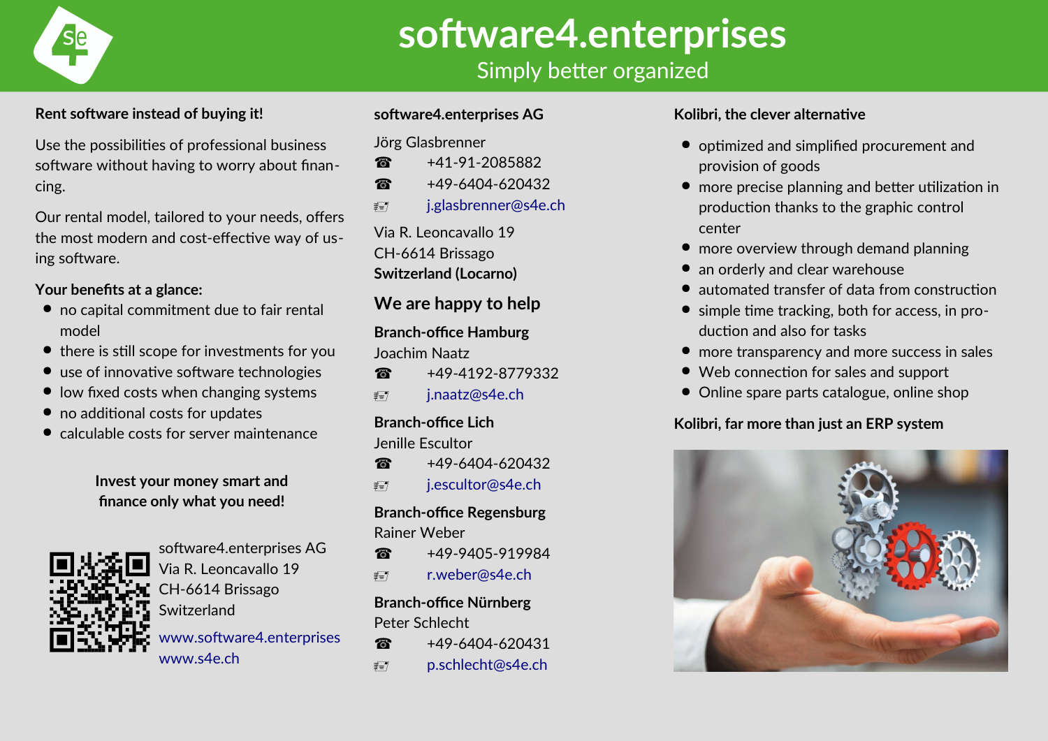# software4.enterprises

Simply better organized

**Rent software instead of buying it!**

Use the possibilities of professional business software without having to worry about financing.

Our rental model, tailored to your needs, offers the most modern and cost-effective way of using software.

**Your benefits at a glance:**

- no capital commitment due to fair rental model
- there is still scope for investments for you
- use of innovative software technologies
- low fixed costs when changing systems
- no additional costs for updates
- calculable costs for server maintenance

**Invest your money smart and finance only what you need!**

software4.enterprises AG
Via R. Leoncavallo 19
CH-6614 Brissago
Switzerland

www.software4.enterprises
www.s4e.ch

**software4.enterprises AG**

Jörg Glasbrenner
☎ +41-91-2085882
☎ +49-6404-620432
j.glasbrenner@s4e.ch

Via R. Leoncavallo 19
CH-6614 Brissago
**Switzerland (Locarno)**

## We are happy to help

**Branch-office Hamburg**
Joachim Naatz
☎ +49-4192-8779332
j.naatz@s4e.ch

**Branch-office Lich**
Jenille Escultor
☎ +49-6404-620432
j.escultor@s4e.ch

**Branch-office Regensburg**
Rainer Weber
☎ +49-9405-919984
r.weber@s4e.ch

**Branch-office Nürnberg**
Peter Schlecht
☎ +49-6404-620431
p.schlecht@s4e.ch

**Kolibri, the clever alternative**

- optimized and simplified procurement and provision of goods
- more precise planning and better utilization in production thanks to the graphic control center
- more overview through demand planning
- an orderly and clear warehouse
- automated transfer of data from construction
- simple time tracking, both for access, in production and also for tasks
- more transparency and more success in sales
- Web connection for sales and support
- Online spare parts catalogue, online shop

**Kolibri, far more than just an ERP system**